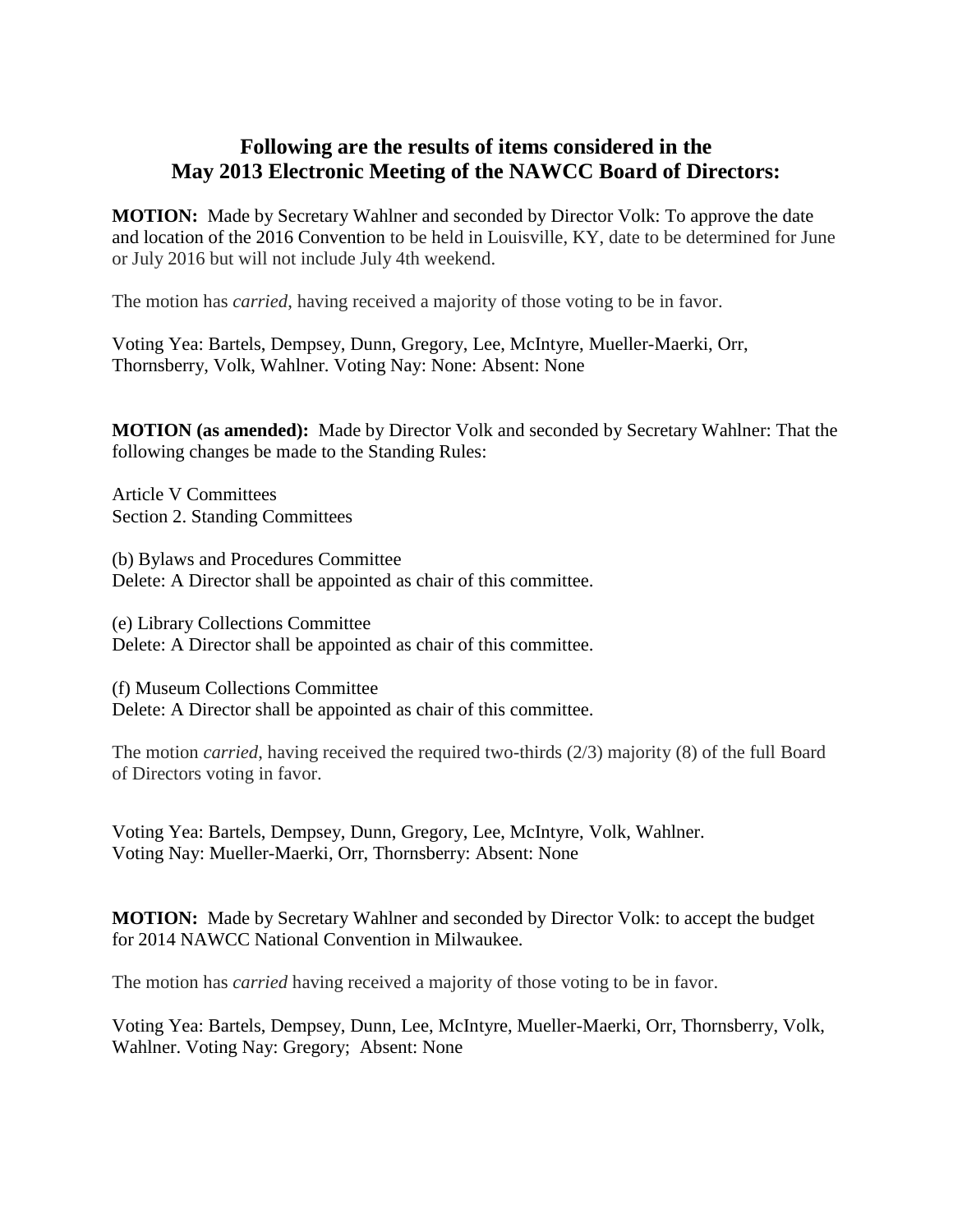## Following are the results of items considered in the May 2013 Electronic Meeting of the NAWCC Board of Directors:

**MOTION:** Made by Secretary Wahlner and seconded by Director Volk: To approve the date and location of the 2016 Convention to be held in Louisville, KY, date to be determined for June or July 2016 but will not include July 4th weekend.

The motion has *carried*, having received a majority of those voting to be in favor.

Voting Yea: Bartels, Dempsey, Dunn, Gregory, Lee, McIntyre, Mueller-Maerki, Orr, Thornsberry, Volk, Wahlner. Voting Nay: None: Absent: None

**MOTION (as amended):** Made by Director Volk and seconded by Secretary Wahlner: That the following changes be made to the Standing Rules:

Article V Committees
Section 2. Standing Committees

(b) Bylaws and Procedures Committee
Delete: A Director shall be appointed as chair of this committee.

(e) Library Collections Committee
Delete: A Director shall be appointed as chair of this committee.

(f) Museum Collections Committee
Delete: A Director shall be appointed as chair of this committee.

The motion *carried*, having received the required two-thirds (2/3) majority (8) of the full Board of Directors voting in favor.

Voting Yea: Bartels, Dempsey, Dunn, Gregory, Lee, McIntyre, Volk, Wahlner.
Voting Nay: Mueller-Maerki, Orr, Thornsberry: Absent: None

**MOTION:** Made by Secretary Wahlner and seconded by Director Volk: to accept the budget for 2014 NAWCC National Convention in Milwaukee.

The motion has *carried* having received a majority of those voting to be in favor.

Voting Yea: Bartels, Dempsey, Dunn, Lee, McIntyre, Mueller-Maerki, Orr, Thornsberry, Volk, Wahlner. Voting Nay: Gregory; Absent: None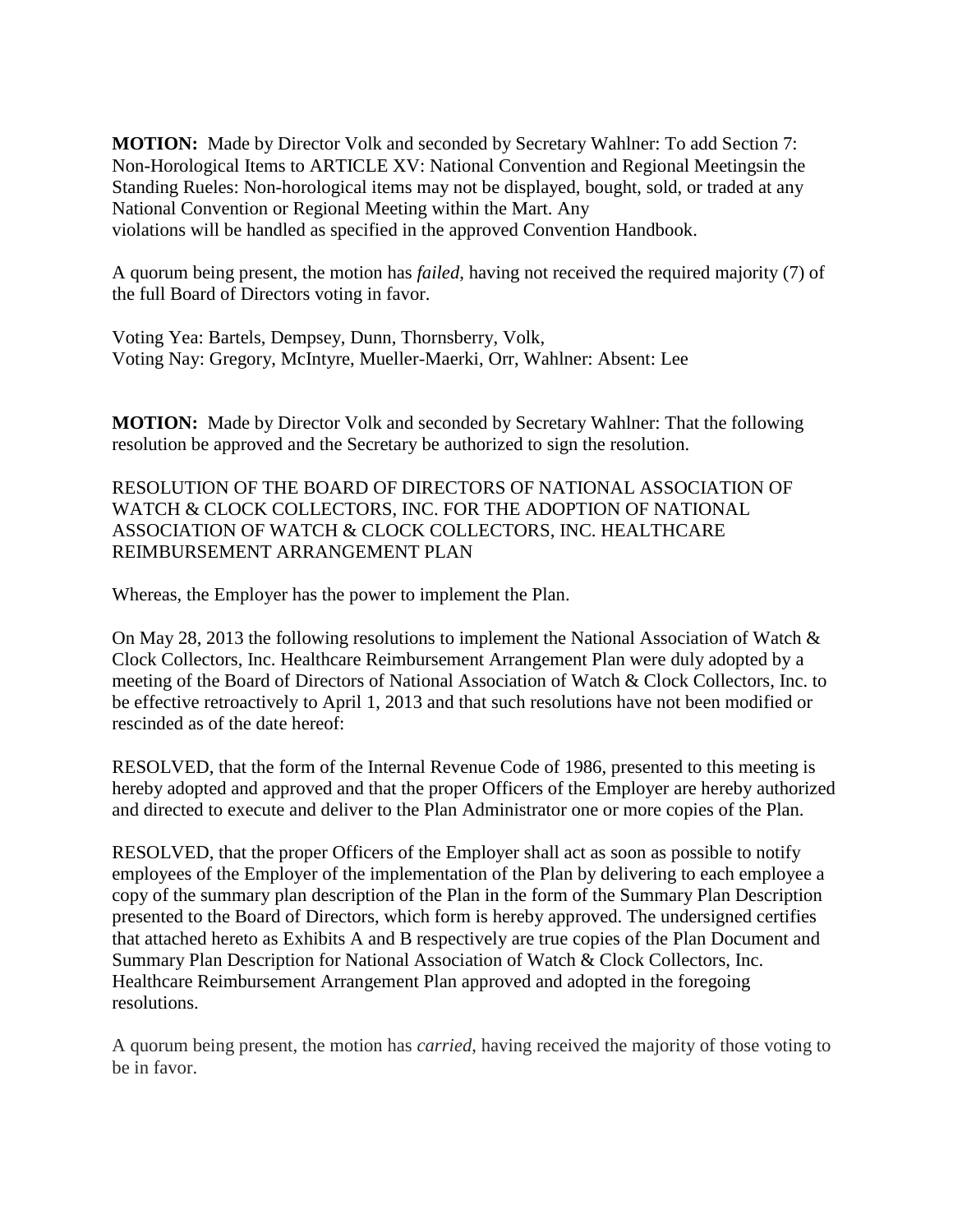**MOTION:** Made by Director Volk and seconded by Secretary Wahlner: To add Section 7: Non-Horological Items to ARTICLE XV: National Convention and Regional Meetingsin the Standing Rueles: Non-horological items may not be displayed, bought, sold, or traded at any National Convention or Regional Meeting within the Mart. Any violations will be handled as specified in the approved Convention Handbook.

A quorum being present, the motion has *failed*, having not received the required majority (7) of the full Board of Directors voting in favor.

Voting Yea: Bartels, Dempsey, Dunn, Thornsberry, Volk,
Voting Nay: Gregory, McIntyre, Mueller-Maerki, Orr, Wahlner: Absent: Lee

**MOTION:** Made by Director Volk and seconded by Secretary Wahlner: That the following resolution be approved and the Secretary be authorized to sign the resolution.

RESOLUTION OF THE BOARD OF DIRECTORS OF NATIONAL ASSOCIATION OF WATCH & CLOCK COLLECTORS, INC. FOR THE ADOPTION OF NATIONAL ASSOCIATION OF WATCH & CLOCK COLLECTORS, INC. HEALTHCARE REIMBURSEMENT ARRANGEMENT PLAN

Whereas, the Employer has the power to implement the Plan.

On May 28, 2013 the following resolutions to implement the National Association of Watch & Clock Collectors, Inc. Healthcare Reimbursement Arrangement Plan were duly adopted by a meeting of the Board of Directors of National Association of Watch & Clock Collectors, Inc. to be effective retroactively to April 1, 2013 and that such resolutions have not been modified or rescinded as of the date hereof:

RESOLVED, that the form of the Internal Revenue Code of 1986, presented to this meeting is hereby adopted and approved and that the proper Officers of the Employer are hereby authorized and directed to execute and deliver to the Plan Administrator one or more copies of the Plan.

RESOLVED, that the proper Officers of the Employer shall act as soon as possible to notify employees of the Employer of the implementation of the Plan by delivering to each employee a copy of the summary plan description of the Plan in the form of the Summary Plan Description presented to the Board of Directors, which form is hereby approved. The undersigned certifies that attached hereto as Exhibits A and B respectively are true copies of the Plan Document and Summary Plan Description for National Association of Watch & Clock Collectors, Inc. Healthcare Reimbursement Arrangement Plan approved and adopted in the foregoing resolutions.

A quorum being present, the motion has *carried*, having received the majority of those voting to be in favor.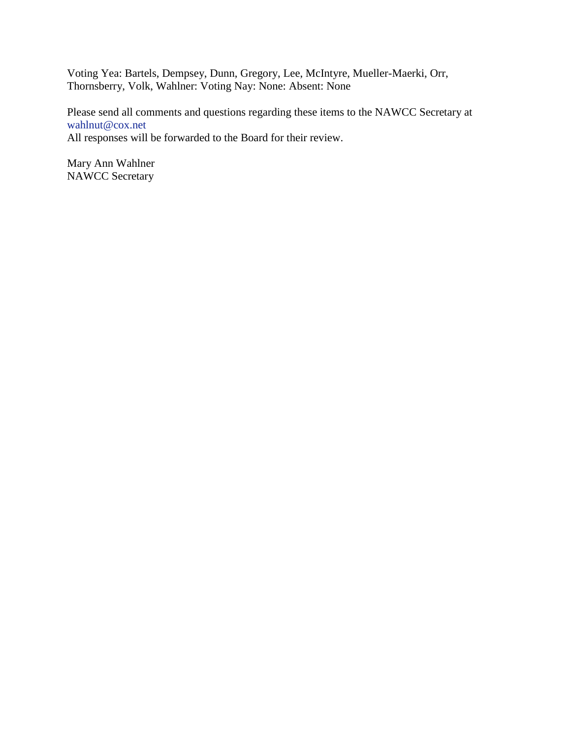Voting Yea: Bartels, Dempsey, Dunn, Gregory, Lee, McIntyre, Mueller-Maerki, Orr, Thornsberry, Volk, Wahlner: Voting Nay: None: Absent: None

Please send all comments and questions regarding these items to the NAWCC Secretary at wahlnut@cox.net
All responses will be forwarded to the Board for their review.

Mary Ann Wahlner
NAWCC Secretary